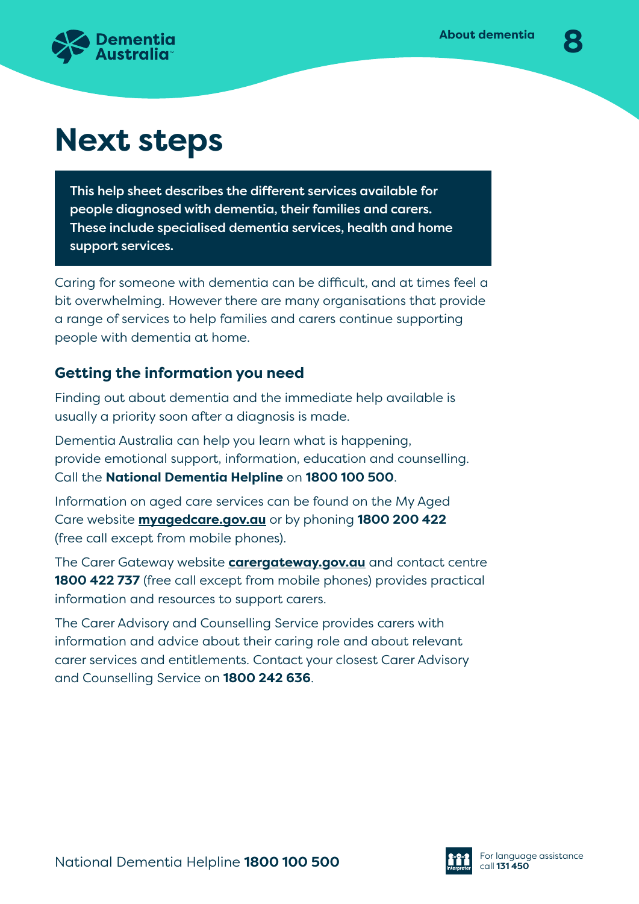# Next steps

**This help sheet describes the different services available for people diagnosed with dementia, their families and carers. These include specialised dementia services, health and home support services.**

Caring for someone with dementia can be difficult, and at times feel a bit overwhelming. However there are many organisations that provide a range of services to help families and carers continue supporting people with dementia at home.

## Getting the information you need

Finding out about dementia and the immediate help available is usually a priority soon after a diagnosis is made.

Dementia Australia can help you learn what is happening, provide emotional support, information, education and counselling. Call the **National Dementia Helpline** on **1800 100 500**.

Information on aged care services can be found on the My Aged Care website **myagedcare.gov.au** or by phoning **1800 200 422** (free call except from mobile phones).

The Carer Gateway website **carergateway.gov.au** and contact centre **1800 422 737** (free call except from mobile phones) provides practical information and resources to support carers.

The Carer Advisory and Counselling Service provides carers with information and advice about their caring role and about relevant carer services and entitlements. Contact your closest Carer Advisory and Counselling Service on **1800 242 636**.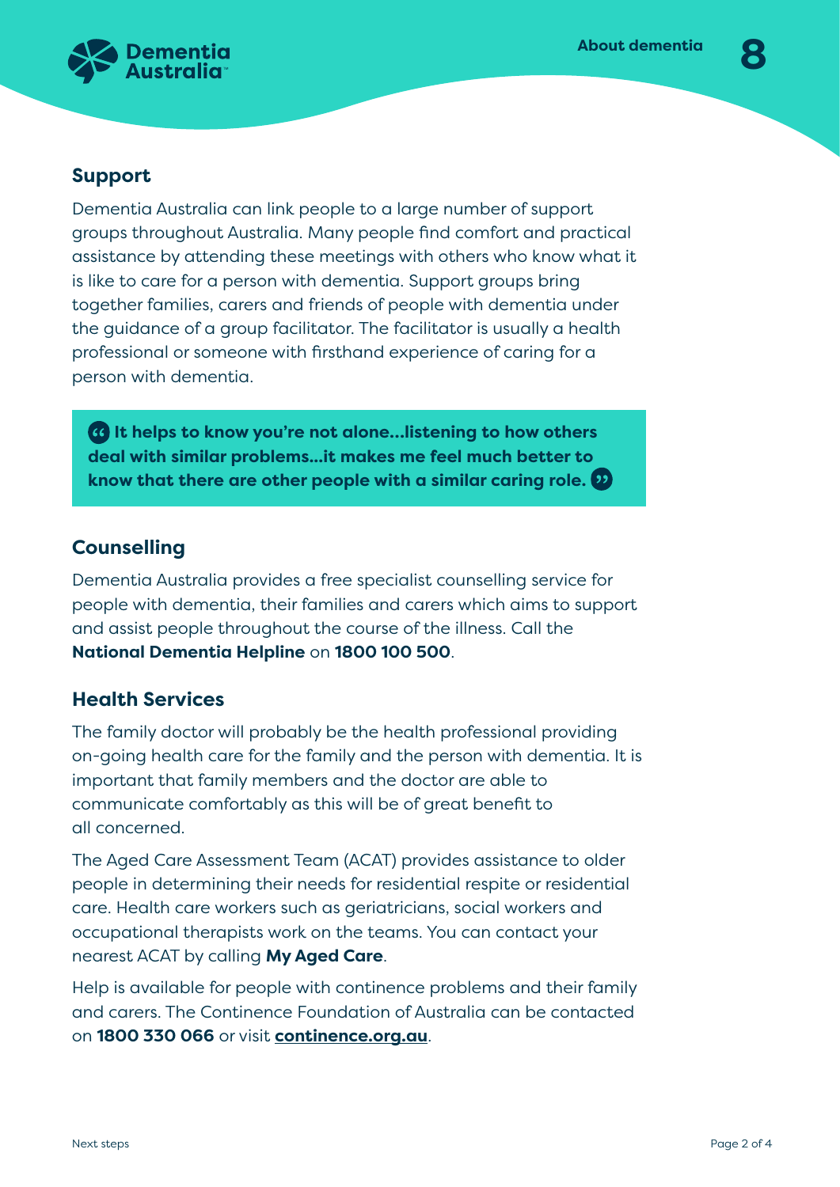## Support

Dementia Australia can link people to a large number of support groups throughout Australia. Many people find comfort and practical assistance by attending these meetings with others who know what it is like to care for a person with dementia. Support groups bring together families, carers and friends of people with dementia under the guidance of a group facilitator. The facilitator is usually a health professional or someone with firsthand experience of caring for a person with dementia.

> **“ It helps to know you’re not alone...listening to how others deal with similar problems...it makes me feel much better to know that there are other people with a similar caring role. ”**

## Counselling

Dementia Australia provides a free specialist counselling service for people with dementia, their families and carers which aims to support and assist people throughout the course of the illness. Call the **National Dementia Helpline** on **1800 100 500**.

## Health Services

The family doctor will probably be the health professional providing on-going health care for the family and the person with dementia. It is important that family members and the doctor are able to communicate comfortably as this will be of great benefit to all concerned.

The Aged Care Assessment Team (ACAT) provides assistance to older people in determining their needs for residential respite or residential care. Health care workers such as geriatricians, social workers and occupational therapists work on the teams. You can contact your nearest ACAT by calling **My Aged Care**.

Help is available for people with continence problems and their family and carers. The Continence Foundation of Australia can be contacted on **1800 330 066** or visit **continence.org.au**.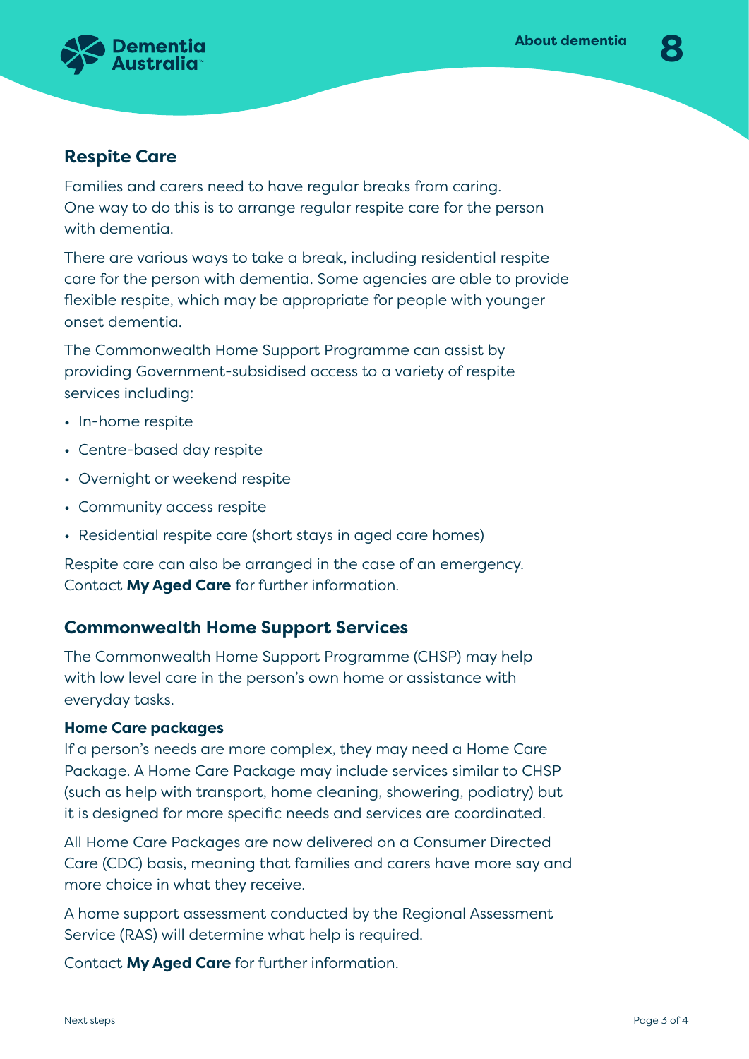## Respite Care

Families and carers need to have regular breaks from caring. One way to do this is to arrange regular respite care for the person with dementia.

There are various ways to take a break, including residential respite care for the person with dementia. Some agencies are able to provide flexible respite, which may be appropriate for people with younger onset dementia.

The Commonwealth Home Support Programme can assist by providing Government-subsidised access to a variety of respite services including:

- In-home respite
- Centre-based day respite
- Overnight or weekend respite
- Community access respite
- Residential respite care (short stays in aged care homes)

Respite care can also be arranged in the case of an emergency. Contact **My Aged Care** for further information.

## Commonwealth Home Support Services

The Commonwealth Home Support Programme (CHSP) may help with low level care in the person's own home or assistance with everyday tasks.

### Home Care packages

If a person's needs are more complex, they may need a Home Care Package. A Home Care Package may include services similar to CHSP (such as help with transport, home cleaning, showering, podiatry) but it is designed for more specific needs and services are coordinated.

All Home Care Packages are now delivered on a Consumer Directed Care (CDC) basis, meaning that families and carers have more say and more choice in what they receive.

A home support assessment conducted by the Regional Assessment Service (RAS) will determine what help is required.

Contact **My Aged Care** for further information.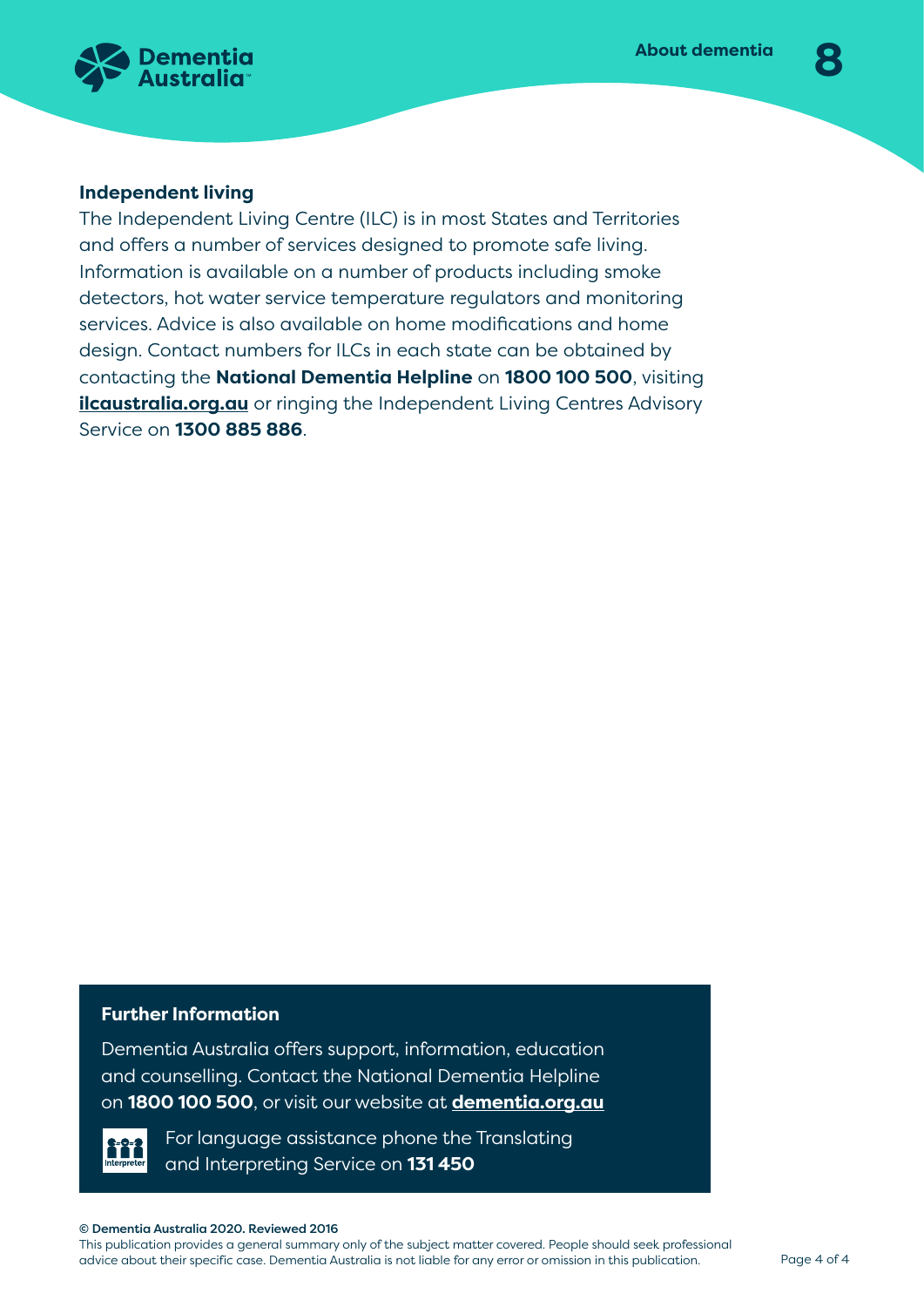### Independent living

The Independent Living Centre (ILC) is in most States and Territories and offers a number of services designed to promote safe living. Information is available on a number of products including smoke detectors, hot water service temperature regulators and monitoring services. Advice is also available on home modifications and home design. Contact numbers for ILCs in each state can be obtained by contacting the **National Dementia Helpline** on **1800 100 500**, visiting **ilcaustralia.org.au** or ringing the Independent Living Centres Advisory Service on **1300 885 886**.

### Further Information

Dementia Australia offers support, information, education and counselling. Contact the National Dementia Helpline on **1800 100 500**, or visit our website at **dementia.org.au**

For language assistance phone the Translating and Interpreting Service on **131 450**

**© Dementia Australia 2020. Reviewed 2016**

This publication provides a general summary only of the subject matter covered. People should seek professional advice about their specific case. Dementia Australia is not liable for any error or omission in this publication.